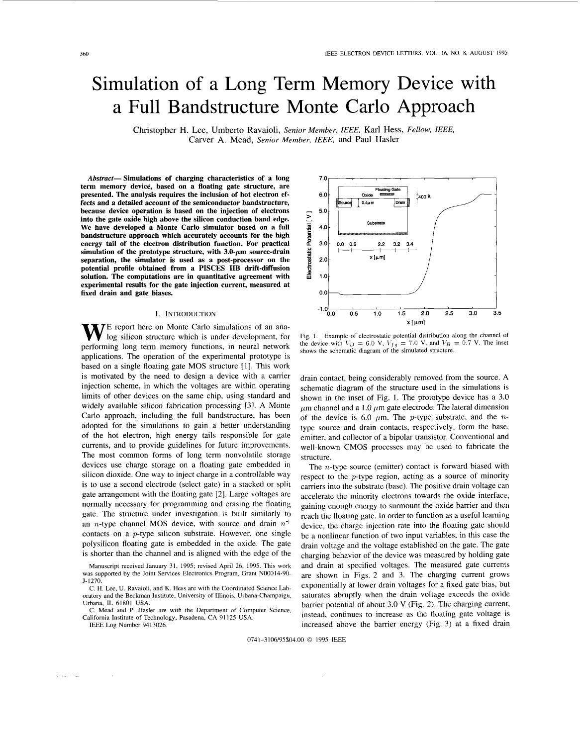# Simulation of a Long Term Memory Device with a Full Bandstructure Monte Carlo Approach

Christopher H. Lee, Umberto Ravaioli, *Senior Member, IEEE,* Karl Hess, *Fellow, IEEE,* Carver A. Mead, *Senior Member, IEEE,* and Paul Hasler

***Abstract*— Simulations of charging characteristics of a long term memory device, based on a floating gate structure, are presented. The analysis requires the inclusion of hot electron effects and a detailed account of the semiconductor bandstructure, because device operation is based on the injection of electrons into the gate oxide high above the silicon conduction band edge. We have developed a Monte Carlo simulator based on a full bandstructure approach which accurately accounts for the high energy tail of the electron distribution function. For practical simulation of the prototype structure, with 3.0-μm source-drain separation, the simulator is used as a post-processor on the potential profile obtained from a PISCES IIB drift-diffusion solution. The computations are in quantitative agreement with experimental results for the gate injection current, measured at fixed drain and gate biases.**

## I. Introduction

We report here on Monte Carlo simulations of an analog silicon structure which is under development, for performing long term memory functions, in neural network applications. The operation of the experimental prototype is based on a single floating gate MOS structure [1]. This work is motivated by the need to design a device with a carrier injection scheme, in which the voltages are within operating limits of other devices on the same chip, using standard and widely available silicon fabrication processing [3]. A Monte Carlo approach, including the full bandstructure, has been adopted for the simulations to gain a better understanding of the hot electron, high energy tails responsible for gate currents, and to provide guidelines for future improvements. The most common forms of long term nonvolatile storage devices use charge storage on a floating gate embedded in silicon dioxide. One way to inject charge in a controllable way is to use a second electrode (select gate) in a stacked or split gate arrangement with the floating gate [2]. Large voltages are normally necessary for programming and erasing the floating gate. The structure under investigation is built similarly to an $n$-type channel MOS device, with source and drain $n^+$ contacts on a $p$-type silicon substrate. However, one single polysilicon floating gate is embedded in the oxide. The gate is shorter than the channel and is aligned with the edge of the drain contact, being considerably removed from the source. A schematic diagram of the structure used in the simulations is shown in the inset of Fig. 1. The prototype device has a 3.0 μm channel and a 1.0 μm gate electrode. The lateral dimension of the device is 6.0 μm. The $p$-type substrate, and the $n$-type source and drain contacts, respectively, form the base, emitter, and collector of a bipolar transistor. Conventional and well-known CMOS processes may be used to fabricate the structure.

Manuscript received January 31, 1995; revised April 26, 1995. This work was supported by the Joint Services Electronics Program, Grant N00014-90-J-1270.

C. H. Lee, U. Ravaioli, and K. Hess are with the Coordinated Science Laboratory and the Beckman Institute, University of Illinois, Urbana-Champaign, Urbana, IL 61801 USA.

C. Mead and P. Hasler are with the Department of Computer Science, California Institute of Technology, Pasadena, CA 91125 USA.

IEEE Log Number 9413026.

Electrostatic Potential [ V ]

7.0
6.0
5.0
4.0
3.0
2.0
1.0
0.0
-1.0

0.0 0.5 1.0 1.5 2.0 2.5 3.0 3.5

x [μm]

Floating Gate
Oxide
400 Å
Source
0.4μm
Drain
Substrate
0.0 0.2 2.2 3.2 3.4
x [μm]

Fig. 1. Example of electrostatic potential distribution along the channel of the device with $V_D = 6.0$ V, $V_{fg} = 7.0$ V, and $V_B = 0.7$ V. The inset shows the schematic diagram of the simulated structure.

The $n$-type source (emitter) contact is forward biased with respect to the $p$-type region, acting as a source of minority carriers into the substrate (base). The positive drain voltage can accelerate the minority electrons towards the oxide interface, gaining enough energy to surmount the oxide barrier and then reach the floating gate. In order to function as a useful learning device, the charge injection rate into the floating gate should be a nonlinear function of two input variables, in this case the drain voltage and the voltage established on the gate. The gate charging behavior of the device was measured by holding gate and drain at specified voltages. The measured gate currents are shown in Figs. 2 and 3. The charging current grows exponentially at lower drain voltages for a fixed gate bias, but saturates abruptly when the drain voltage exceeds the oxide barrier potential of about 3.0 V (Fig. 2). The charging current, instead, continues to increase as the floating gate voltage is increased above the barrier energy (Fig. 3) at a fixed drain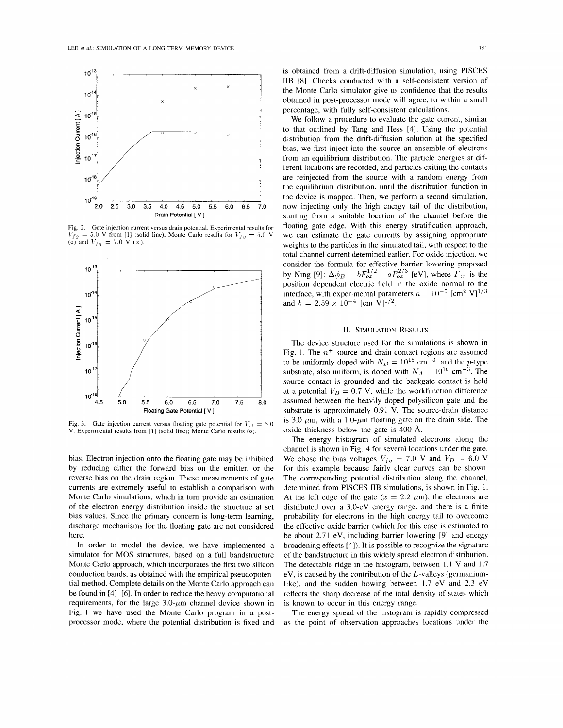Fig. 2. Gate injection current versus drain potential. Experimental results for $V_{fg} = 5.0$ V from [1] (solid line); Monte Carlo results for $V_{fg} = 5.0$ V (o) and $V_{fg} = 7.0$ V (×).

Fig. 3. Gate injection current versus floating gate potential for $V_D = 5.0$ V. Experimental results from [1] (solid line); Monte Carlo results (o).

bias. Electron injection onto the floating gate may be inhibited by reducing either the forward bias on the emitter, or the reverse bias on the drain region. These measurements of gate currents are extremely useful to establish a comparison with Monte Carlo simulations, which in turn provide an estimation of the electron energy distribution inside the structure at set bias values. Since the primary concern is long-term learning, discharge mechanisms for the floating gate are not considered here.

In order to model the device, we have implemented a simulator for MOS structures, based on a full bandstructure Monte Carlo approach, which incorporates the first two silicon conduction bands, as obtained with the empirical pseudopotential method. Complete details on the Monte Carlo approach can be found in [4]–[6]. In order to reduce the heavy computational requirements, for the large 3.0-$\mu$m channel device shown in Fig. 1 we have used the Monte Carlo program in a post-processor mode, where the potential distribution is fixed and is obtained from a drift-diffusion simulation, using PISCES IIB [8]. Checks conducted with a self-consistent version of the Monte Carlo simulator give us confidence that the results obtained in post-processor mode will agree, to within a small percentage, with fully self-consistent calculations.

We follow a procedure to evaluate the gate current, similar to that outlined by Tang and Hess [4]. Using the potential distribution from the drift-diffusion solution at the specified bias, we first inject into the source an ensemble of electrons from an equilibrium distribution. The particle energies at different locations are recorded, and particles exiting the contacts are reinjected from the source with a random energy from the equilibrium distribution, until the distribution function in the device is mapped. Then, we perform a second simulation, now injecting only the high energy tail of the distribution, starting from a suitable location of the channel before the floating gate edge. With this energy stratification approach, we can estimate the gate currents by assigning appropriate weights to the particles in the simulated tail, with respect to the total channel current detemined earlier. For oxide injection, we consider the formula for effective barrier lowering proposed by Ning [9]: $\Delta\phi_B = bF_{ox}^{1/2} + aF_{ox}^{2/3}$ [eV], where $F_{ox}$ is the position dependent electric field in the oxide normal to the interface, with experimental parameters $a = 10^{-5}$ [cm$^2$ V]$^{1/3}$ and $b = 2.59 \times 10^{-4}$ [cm V]$^{1/2}$.

## II. Simulation Results

The device structure used for the simulations is shown in Fig. 1. The $n^+$ source and drain contact regions are assumed to be uniformly doped with $N_D = 10^{18}$ cm$^{-3}$, and the $p$-type substrate, also uniform, is doped with $N_A = 10^{16}$ cm$^{-3}$. The source contact is grounded and the backgate contact is held at a potential $V_B = 0.7$ V, while the workfunction difference assumed between the heavily doped polysilicon gate and the substrate is approximately 0.91 V. The source-drain distance is 3.0 $\mu$m, with a 1.0-$\mu$m floating gate on the drain side. The oxide thickness below the gate is 400 Å.

The energy histogram of simulated electrons along the channel is shown in Fig. 4 for several locations under the gate. We chose the bias voltages $V_{fg} = 7.0$ V and $V_D = 6.0$ V for this example because fairly clear curves can be shown. The corresponding potential distribution along the channel, determined from PISCES IIB simulations, is shown in Fig. 1. At the left edge of the gate ($x = 2.2$ $\mu$m), the electrons are distributed over a 3.0-eV energy range, and there is a finite probability for electrons in the high energy tail to overcome the effective oxide barrier (which for this case is estimated to be about 2.71 eV, including barrier lowering [9] and energy broadening effects [4]). It is possible to recognize the signature of the bandstructure in this widely spread electron distribution. The detectable ridge in the histogram, between 1.1 V and 1.7 eV, is caused by the contribution of the $L$-valleys (germanium-like), and the sudden bowing between 1.7 eV and 2.3 eV reflects the sharp decrease of the total density of states which is known to occur in this energy range.

The energy spread of the histogram is rapidly compressed as the point of observation approaches locations under the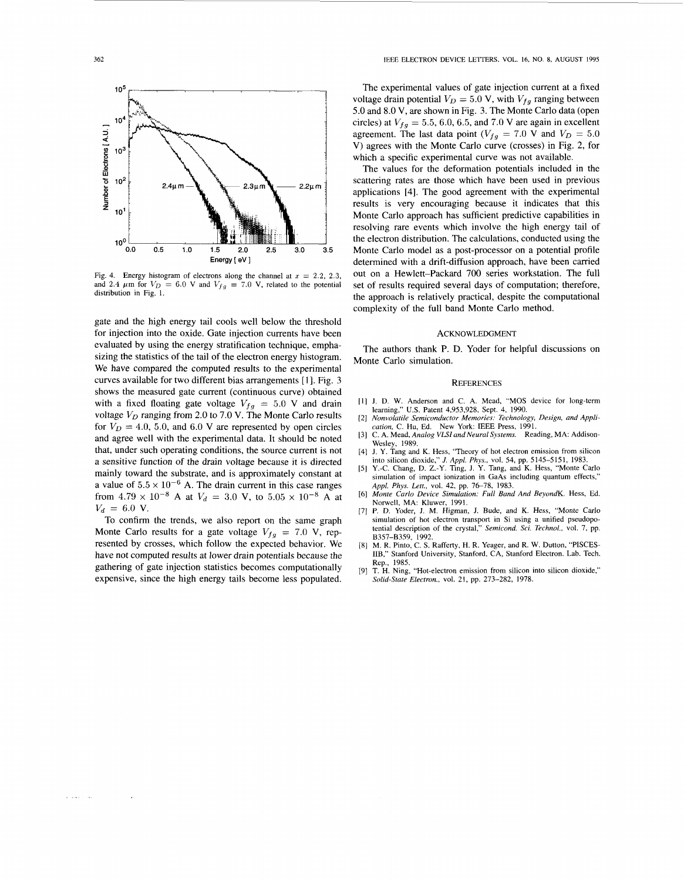$10^5$

$10^4$

$10^3$

$10^2$

$10^1$

$10^0$

Number of Electrons [ A.U. ]

0.0 0.5 1.0 1.5 2.0 2.5 3.0 3.5

Energy [ eV ]

2.4μm

2.3μm

2.2μm

Fig. 4. Energy histogram of electrons along the channel at $x = 2.2$, 2.3, and 2.4 $\mu$m for $V_D = 6.0$ V and $V_{fg} = 7.0$ V, related to the potential distribution in Fig. 1.

gate and the high energy tail cools well below the threshold for injection into the oxide. Gate injection currents have been evaluated by using the energy stratification technique, emphasizing the statistics of the tail of the electron energy histogram. We have compared the computed results to the experimental curves available for two different bias arrangements [1]. Fig. 3 shows the measured gate current (continuous curve) obtained with a fixed floating gate voltage $V_{fg} = 5.0$ V and drain voltage $V_D$ ranging from 2.0 to 7.0 V. The Monte Carlo results for $V_D = 4.0$, 5.0, and 6.0 V are represented by open circles and agree well with the experimental data. It should be noted that, under such operating conditions, the source current is not a sensitive function of the drain voltage because it is directed mainly toward the substrate, and is approximately constant at a value of $5.5 \times 10^{-6}$ A. The drain current in this case ranges from $4.79 \times 10^{-8}$ A at $V_d = 3.0$ V, to $5.05 \times 10^{-8}$ A at $V_d = 6.0$ V.

To confirm the trends, we also report on the same graph Monte Carlo results for a gate voltage $V_{fg} = 7.0$ V, represented by crosses, which follow the expected behavior. We have not computed results at lower drain potentials because the gathering of gate injection statistics becomes computationally expensive, since the high energy tails become less populated.

The experimental values of gate injection current at a fixed voltage drain potential $V_D = 5.0$ V, with $V_{fg}$ ranging between 5.0 and 8.0 V, are shown in Fig. 3. The Monte Carlo data (open circles) at $V_{fg} = 5.5$, 6.0, 6.5, and 7.0 V are again in excellent agreement. The last data point ($V_{fg} = 7.0$ V and $V_D = 5.0$ V) agrees with the Monte Carlo curve (crosses) in Fig. 2, for which a specific experimental curve was not available.

The values for the deformation potentials included in the scattering rates are those which have been used in previous applications [4]. The good agreement with the experimental results is very encouraging because it indicates that this Monte Carlo approach has sufficient predictive capabilities in resolving rare events which involve the high energy tail of the electron distribution. The calculations, conducted using the Monte Carlo model as a post-processor on a potential profile determined with a drift-diffusion approach, have been carried out on a Hewlett–Packard 700 series workstation. The full set of results required several days of computation; therefore, the approach is relatively practical, despite the computational complexity of the full band Monte Carlo method.

## ACKNOWLEDGMENT

The authors thank P. D. Yoder for helpful discussions on Monte Carlo simulation.

## REFERENCES

[1] J. D. W. Anderson and C. A. Mead, "MOS device for long-term learning," U.S. Patent 4,953,928, Sept. 4, 1990.

[2] *Nonvolatile Semiconductor Memories: Technology, Design, and Application*, C. Hu, Ed. New York: IEEE Press, 1991.

[3] C. A. Mead, *Analog VLSI and Neural Systems.* Reading, MA: Addison-Wesley, 1989.

[4] J. Y. Tang and K. Hess, "Theory of hot electron emission from silicon into silicon dioxide," *J. Appl. Phys.*, vol. 54, pp. 5145–5151, 1983.

[5] Y.-C. Chang, D. Z.-Y. Ting, J. Y. Tang, and K. Hess, "Monte Carlo simulation of impact ionization in GaAs including quantum effects," *Appl. Phys. Lett.*, vol. 42, pp. 76–78, 1983.

[6] *Monte Carlo Device Simulation: Full Band And Beyond*K. Hess, Ed. Norwell, MA: Kluwer, 1991.

[7] P. D. Yoder, J. M. Higman, J. Bude, and K. Hess, "Monte Carlo simulation of hot electron transport in Si using a unified pseudopotential description of the crystal," *Semicond. Sci. Technol.*, vol. 7, pp. B357–B359, 1992.

[8] M. R. Pinto, C. S. Rafferty, H. R. Yeager, and R. W. Dutton, "PISCES-IIB," Stanford University, Stanford, CA, Stanford Electron. Lab. Tech. Rep., 1985.

[9] T. H. Ning, "Hot-electron emission from silicon into silicon dioxide," *Solid-State Electron.*, vol. 21, pp. 273–282, 1978.